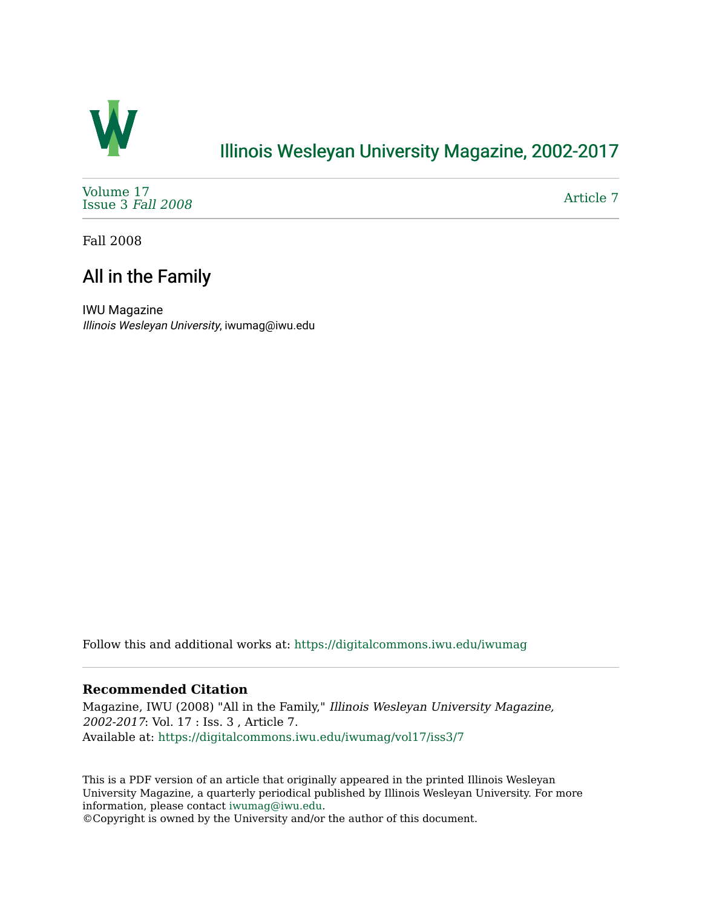# Illinois Wesleyan University Magazine, 2002-2017

Volume 17
Issue 3 *Fall 2008*

Article 7

Fall 2008

## All in the Family

IWU Magazine
*Illinois Wesleyan University*, iwumag@iwu.edu

Follow this and additional works at: https://digitalcommons.iwu.edu/iwumag

### Recommended Citation

Magazine, IWU (2008) "All in the Family," *Illinois Wesleyan University Magazine, 2002-2017*: Vol. 17 : Iss. 3 , Article 7.
Available at: https://digitalcommons.iwu.edu/iwumag/vol17/iss3/7

This is a PDF version of an article that originally appeared in the printed Illinois Wesleyan University Magazine, a quarterly periodical published by Illinois Wesleyan University. For more information, please contact iwumag@iwu.edu.
©Copyright is owned by the University and/or the author of this document.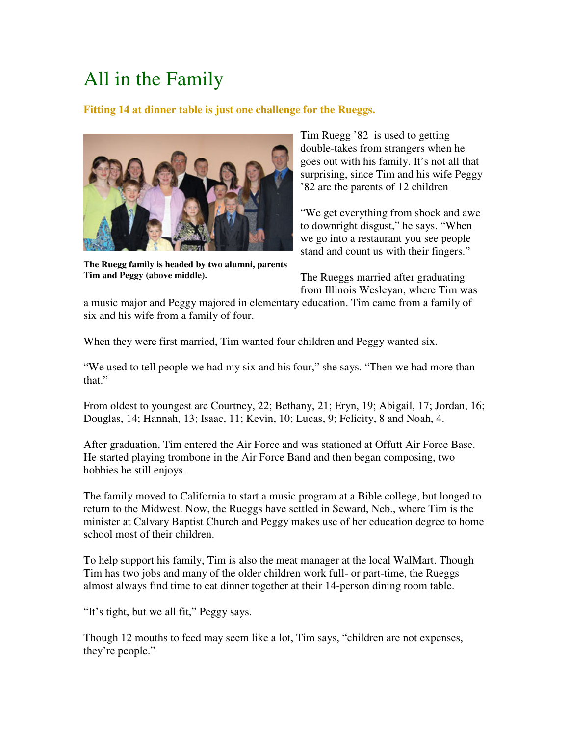# All in the Family

**Fitting 14 at dinner table is just one challenge for the Rueggs.**

**The Ruegg family is headed by two alumni, parents Tim and Peggy (above middle).**

Tim Ruegg '82 is used to getting double-takes from strangers when he goes out with his family. It's not all that surprising, since Tim and his wife Peggy '82 are the parents of 12 children

"We get everything from shock and awe to downright disgust," he says. "When we go into a restaurant you see people stand and count us with their fingers."

The Rueggs married after graduating from Illinois Wesleyan, where Tim was a music major and Peggy majored in elementary education. Tim came from a family of six and his wife from a family of four.

When they were first married, Tim wanted four children and Peggy wanted six.

"We used to tell people we had my six and his four," she says. "Then we had more than that."

From oldest to youngest are Courtney, 22; Bethany, 21; Eryn, 19; Abigail, 17; Jordan, 16; Douglas, 14; Hannah, 13; Isaac, 11; Kevin, 10; Lucas, 9; Felicity, 8 and Noah, 4.

After graduation, Tim entered the Air Force and was stationed at Offutt Air Force Base. He started playing trombone in the Air Force Band and then began composing, two hobbies he still enjoys.

The family moved to California to start a music program at a Bible college, but longed to return to the Midwest. Now, the Rueggs have settled in Seward, Neb., where Tim is the minister at Calvary Baptist Church and Peggy makes use of her education degree to home school most of their children.

To help support his family, Tim is also the meat manager at the local WalMart. Though Tim has two jobs and many of the older children work full- or part-time, the Rueggs almost always find time to eat dinner together at their 14-person dining room table.

"It's tight, but we all fit," Peggy says.

Though 12 mouths to feed may seem like a lot, Tim says, "children are not expenses, they're people."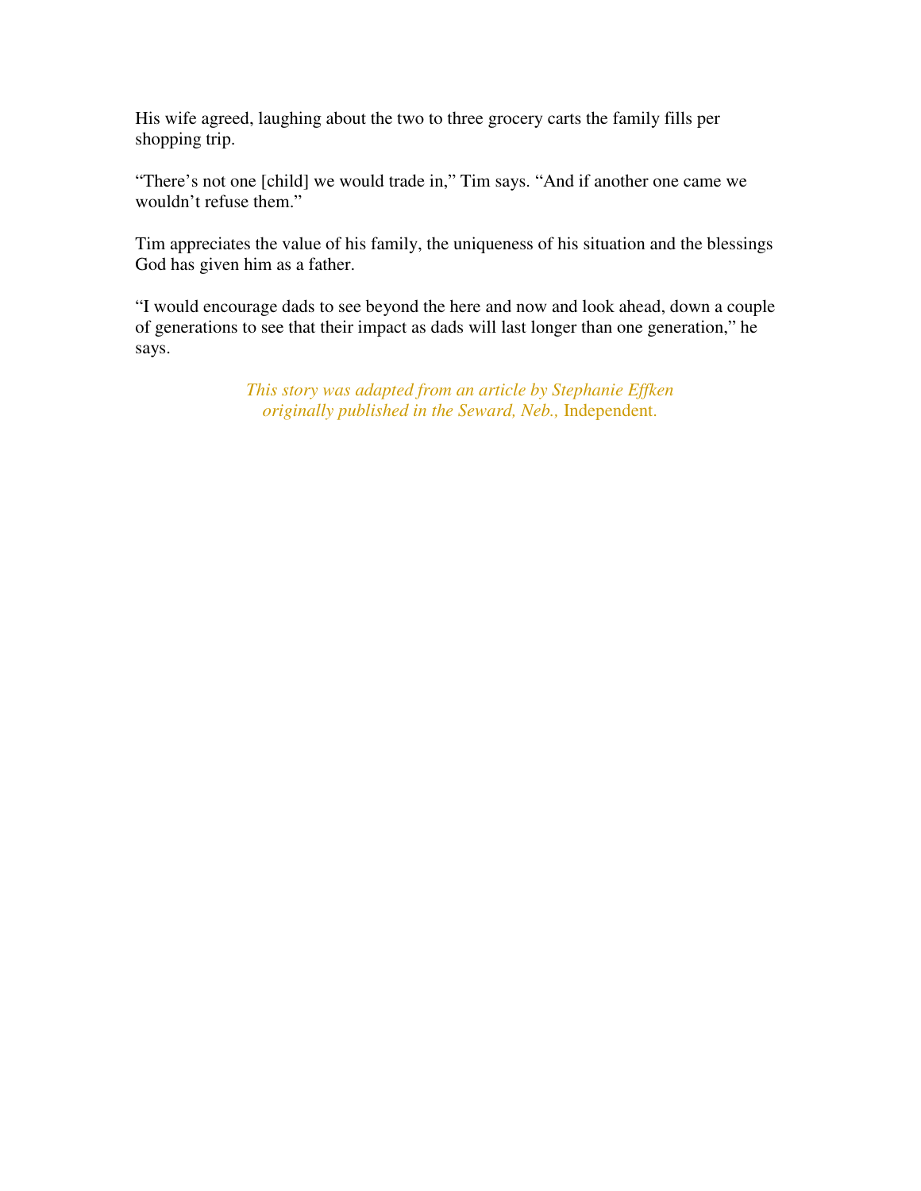His wife agreed, laughing about the two to three grocery carts the family fills per shopping trip.

"There's not one [child] we would trade in," Tim says. "And if another one came we wouldn't refuse them."

Tim appreciates the value of his family, the uniqueness of his situation and the blessings God has given him as a father.

"I would encourage dads to see beyond the here and now and look ahead, down a couple of generations to see that their impact as dads will last longer than one generation," he says.

*This story was adapted from an article by Stephanie Effken originally published in the Seward, Neb.,* Independent.